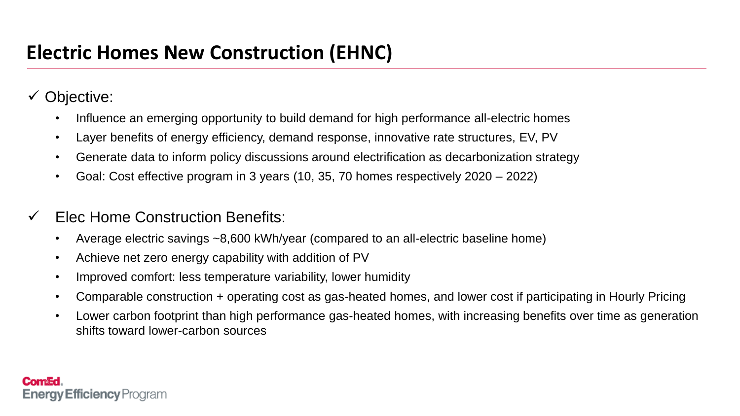# Electric Homes New Construction (EHNC)

✓ Objective:

- Influence an emerging opportunity to build demand for high performance all-electric homes
- Layer benefits of energy efficiency, demand response, innovative rate structures, EV, PV
- Generate data to inform policy discussions around electrification as decarbonization strategy
- Goal: Cost effective program in 3 years (10, 35, 70 homes respectively 2020 – 2022)

✓ Elec Home Construction Benefits:

- Average electric savings ~8,600 kWh/year (compared to an all-electric baseline home)
- Achieve net zero energy capability with addition of PV
- Improved comfort: less temperature variability, lower humidity
- Comparable construction + operating cost as gas-heated homes, and lower cost if participating in Hourly Pricing
- Lower carbon footprint than high performance gas-heated homes, with increasing benefits over time as generation shifts toward lower-carbon sources

ComEd.
Energy Efficiency Program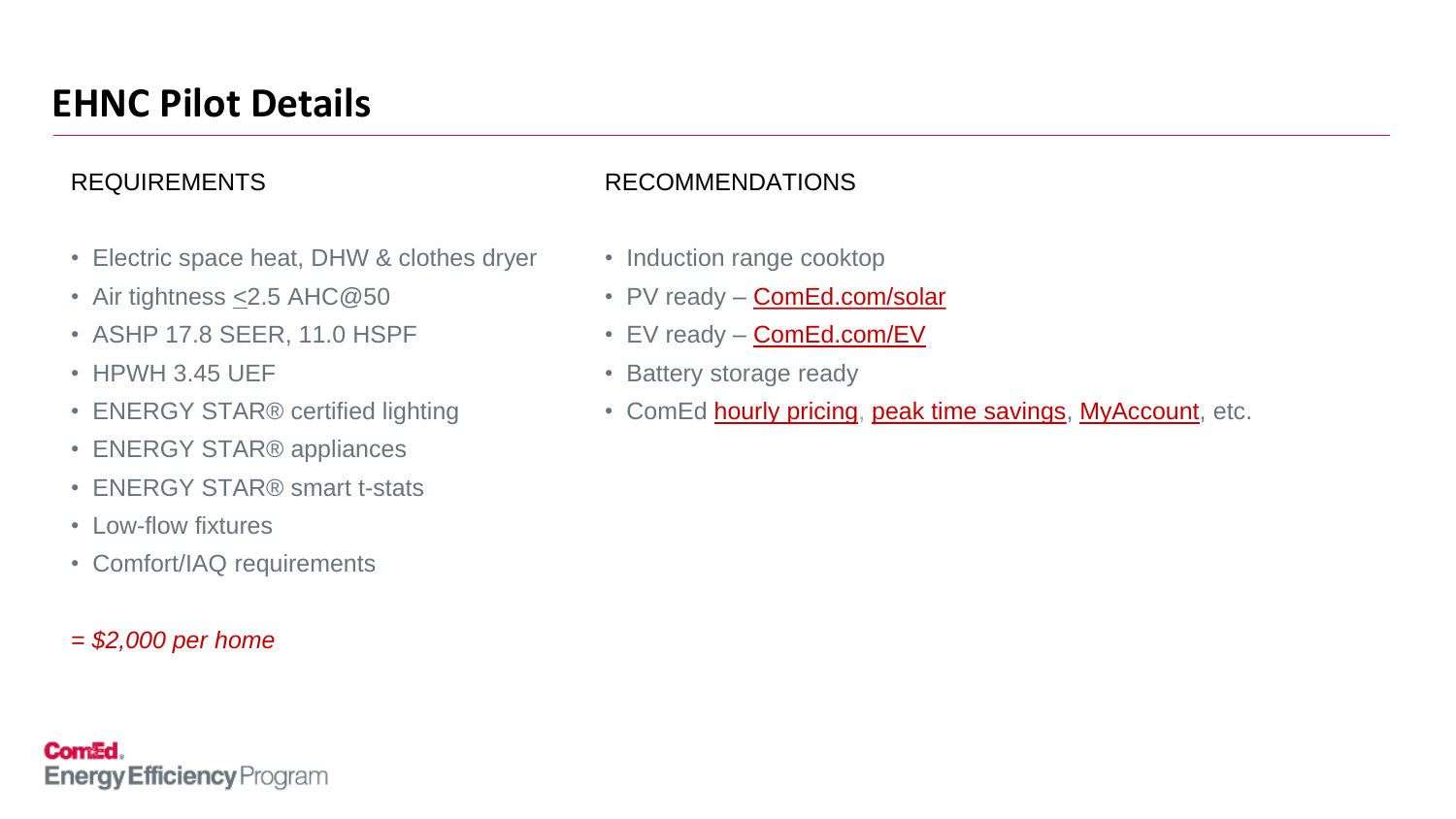# EHNC Pilot Details

## REQUIREMENTS

- Electric space heat, DHW & clothes dryer
- Air tightness $\leq$2.5 AHC@50
- ASHP 17.8 SEER, 11.0 HSPF
- HPWH 3.45 UEF
- ENERGY STAR® certified lighting
- ENERGY STAR® appliances
- ENERGY STAR® smart t-stats
- Low-flow fixtures
- Comfort/IAQ requirements

*= $2,000 per home*

## RECOMMENDATIONS

- Induction range cooktop
- PV ready – ComEd.com/solar
- EV ready – ComEd.com/EV
- Battery storage ready
- ComEd hourly pricing, peak time savings, MyAccount, etc.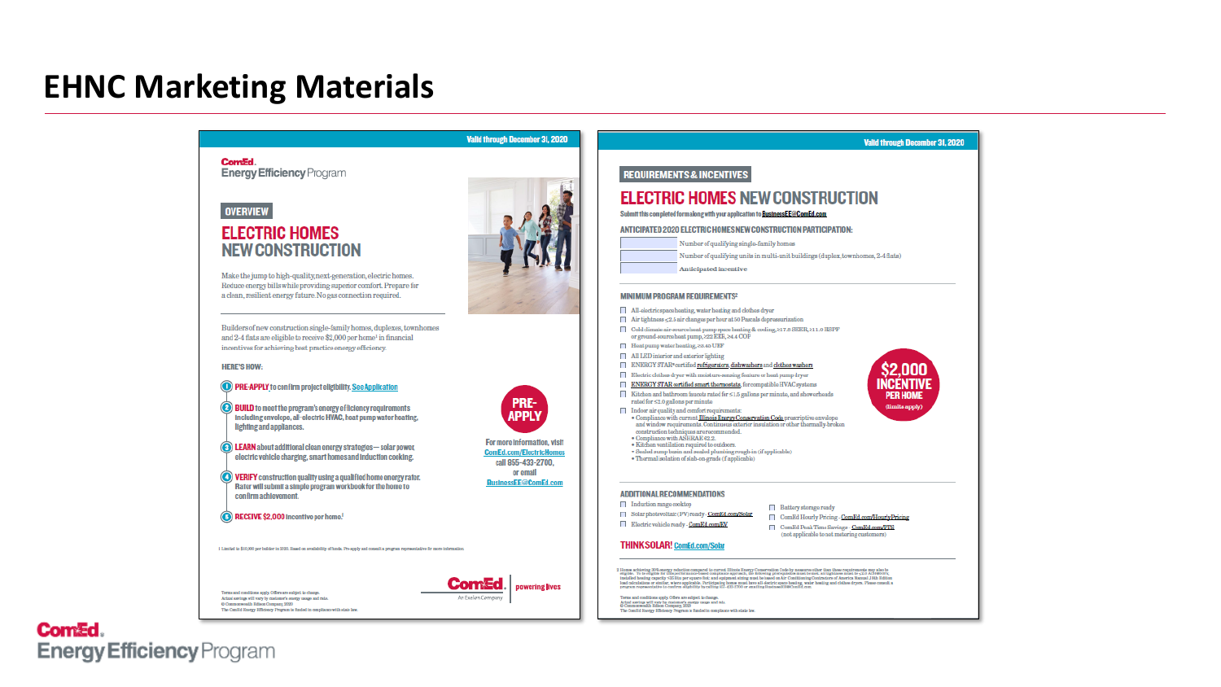# EHNC Marketing Materials

Valid through December 31, 2020

ComEd.
Energy Efficiency Program

OVERVIEW

## ELECTRIC HOMES NEW CONSTRUCTION

Make the jump to high-quality, next-generation, electric homes. Reduce energy bills while providing superior comfort. Prepare for a clean, resilient energy future. No gas connection required.

Builders of new construction single-family homes, duplexes, townhomes and 2-4 flats are eligible to receive $2,000 per home[1] in financial incentives for achieving best practices energy efficiency.

**HERE'S HOW:**

1. **PRE-APPLY** to confirm project eligibility. See Application
2. **BUILD** to meet the program's energy efficiency requirements including envelope, all-electric HVAC, heat pump water heating, lighting and appliances.
3. **LEARN** about additional clean energy strategies — solar power, electric vehicle charging, smart homes and induction cooking.
4. **VERIFY** construction quality using a qualified home energy rater. Rater will submit a simple program workbook for the home to confirm achievement.
5. **RECEIVE** $2,000 incentive per home.[1]

PRE-APPLY

For more information, visit ComEd.com/ElectricHomes call 855-433-2700, or email BusinessEE@ComEd.com

1 Limited to $10,000 per builder in 2020. Based on availability of funds. Pre-apply and consult a program representative for more information.

Terms and conditions apply. Offers are subject to change.
Actual savings will vary by customer's energy usage and rate.
© Commonwealth Edison Company, 2020
The ComEd Energy Efficiency Program is funded in compliance with state law.

ComEd. An Exelon Company | powering lives

---

Valid through December 31, 2020

REQUIREMENTS & INCENTIVES

## ELECTRIC HOMES NEW CONSTRUCTION

Submit this completed form along with your application to BusinessEE@ComEd.com

**ANTICIPATED 2020 ELECTRIC HOMES NEW CONSTRUCTION PARTICIPATION:**

- ____ Number of qualifying single-family homes
- ____ Number of qualifying units in multi-unit buildings (duplex, townhomes, 2-4 flats)
- ____ Anticipated incentive

**MINIMUM PROGRAM REQUIREMENTS[2]**

- All-electric space heating, water heating and clothes dryer
- Air tightness ≤2.5 air changes per hour at 50 Pascals depressurization
- Cold climate air-source heat pump space heating & cooling, ≥17.0 SEER, ≥11.0 HSPF or ground-source heat pump, ≥22 EER, ≥4.4 COP
- Heat pump water heating, ≥3.40 UEF
- All LED interior and exterior lighting
- ENERGY STAR® certified refrigerators, dishwashers and clothes washers
- Electric clothes dryer with moisture-sensing feature or heat pump dryer
- ENERGY STAR certified smart thermostats, for compatible HVAC systems
- Kitchen and bathroom faucets rated for ≤1.5 gallons per minute, and showerheads rated for ≤2.0 gallons per minute
- Indoor air quality and comfort requirements:
  - Compliance with current Illinois Energy Conservation Code prescriptive envelope and window requirements. Continuous exterior insulation or other thermally-broken construction techniques are recommended.
  - Compliance with ASHRAE 62.2
  - Kitchen ventilation required to outdoors.
  - Sealed sump basin and sealed plumbing rough-in (if applicable)
  - Thermal isolation of slab-on-grade (if applicable)

**$2,000 INCENTIVE PER HOME** (limits apply)

**ADDITIONAL RECOMMENDATIONS**

- Induction range cooktop
- Solar photovoltaic (PV) ready - ComEd.com/Solar
- Electric vehicle ready - ComEd.com/EV
- Battery storage ready
- ComEd Hourly Pricing - ComEd.com/HourlyPricing
- ComEd Peak Time Savings - ComEd.com/PTS (not applicable to net metering customers)

**THINK SOLAR!** ComEd.com/Solar

2 Homes achieving 30% energy reduction compared to current Illinois Energy Conservation Code by measures other than these requirements may also be eligible. To be eligible for this performance-based compliance approach, the following prerequisites must be met: air tightness must be ≤2.5 ACH50 ... installed heating capacity ... and equipment sizing must be based on Air Conditioning Contractors of America Manual J 8th Edition load calculations or similar, where applicable. Participating homes must have all-electric space heating, water heating and clothes dryers. Please consult a program representative to confirm eligibility by calling 855-433-2700 or emailing BusinessEE@ComEd.com

Terms and conditions apply. Offers are subject to change.
Actual savings will vary by customer's energy usage and rate.
© Commonwealth Edison Company, 2020
The ComEd Energy Efficiency Program is funded in compliance with state law.

ComEd.
Energy Efficiency Program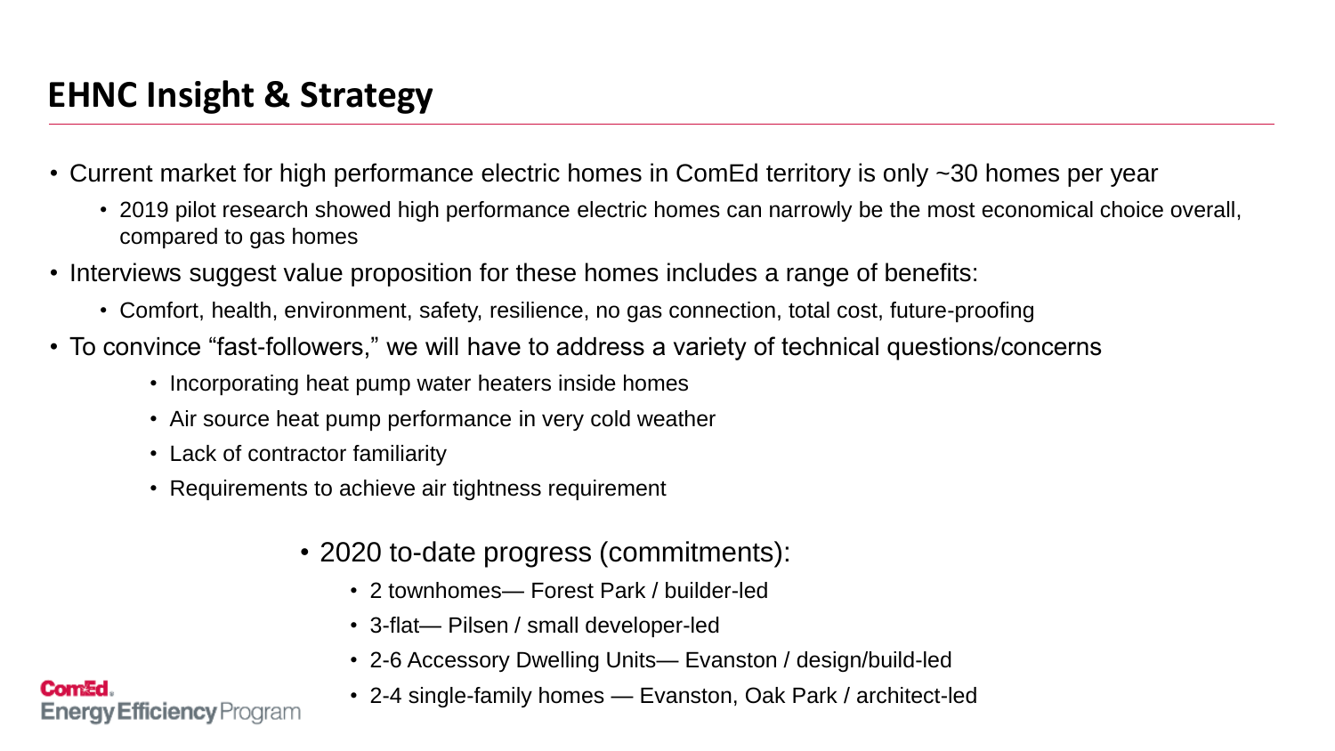# EHNC Insight & Strategy

- Current market for high performance electric homes in ComEd territory is only ~30 homes per year
  - 2019 pilot research showed high performance electric homes can narrowly be the most economical choice overall, compared to gas homes
- Interviews suggest value proposition for these homes includes a range of benefits:
  - Comfort, health, environment, safety, resilience, no gas connection, total cost, future-proofing
- To convince "fast-followers," we will have to address a variety of technical questions/concerns
  - Incorporating heat pump water heaters inside homes
  - Air source heat pump performance in very cold weather
  - Lack of contractor familiarity
  - Requirements to achieve air tightness requirement

- 2020 to-date progress (commitments):
  - 2 townhomes— Forest Park / builder-led
  - 3-flat— Pilsen / small developer-led
  - 2-6 Accessory Dwelling Units— Evanston / design/build-led
  - 2-4 single-family homes — Evanston, Oak Park / architect-led

ComEd. Energy Efficiency Program